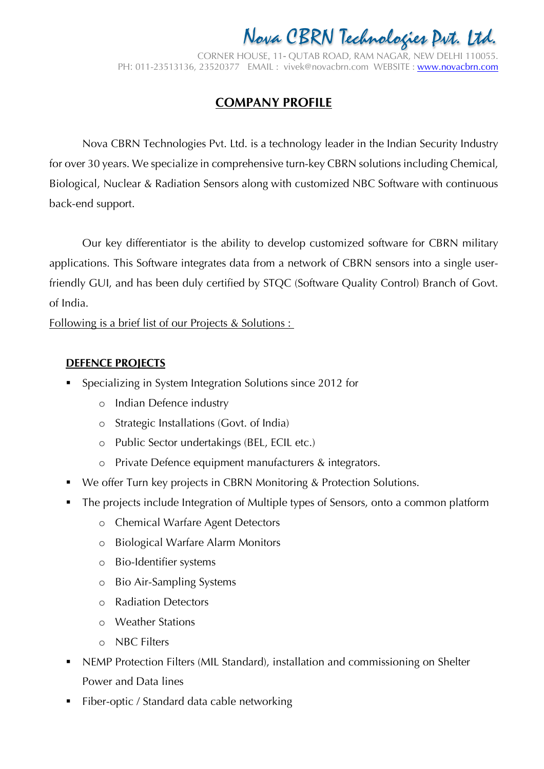# Nova CBRN Technologies Pvt. Ltd.

CORNER HOUSE, 11- QUTAB ROAD, RAM NAGAR, NEW DELHI 110055.
PH: 011-23513136, 23520377 EMAIL : vivek@novacbrn.com WEBSITE : www.novacbrn.com

## COMPANY PROFILE

Nova CBRN Technologies Pvt. Ltd. is a technology leader in the Indian Security Industry for over 30 years. We specialize in comprehensive turn-key CBRN solutions including Chemical, Biological, Nuclear & Radiation Sensors along with customized NBC Software with continuous back-end support.

Our key differentiator is the ability to develop customized software for CBRN military applications. This Software integrates data from a network of CBRN sensors into a single user-friendly GUI, and has been duly certified by STQC (Software Quality Control) Branch of Govt. of India.

Following is a brief list of our Projects & Solutions :

### DEFENCE PROJECTS

- Specializing in System Integration Solutions since 2012 for
  - Indian Defence industry
  - Strategic Installations (Govt. of India)
  - Public Sector undertakings (BEL, ECIL etc.)
  - Private Defence equipment manufacturers & integrators.
- We offer Turn key projects in CBRN Monitoring & Protection Solutions.
- The projects include Integration of Multiple types of Sensors, onto a common platform
  - Chemical Warfare Agent Detectors
  - Biological Warfare Alarm Monitors
  - Bio-Identifier systems
  - Bio Air-Sampling Systems
  - Radiation Detectors
  - Weather Stations
  - NBC Filters
- NEMP Protection Filters (MIL Standard), installation and commissioning on Shelter Power and Data lines
- Fiber-optic / Standard data cable networking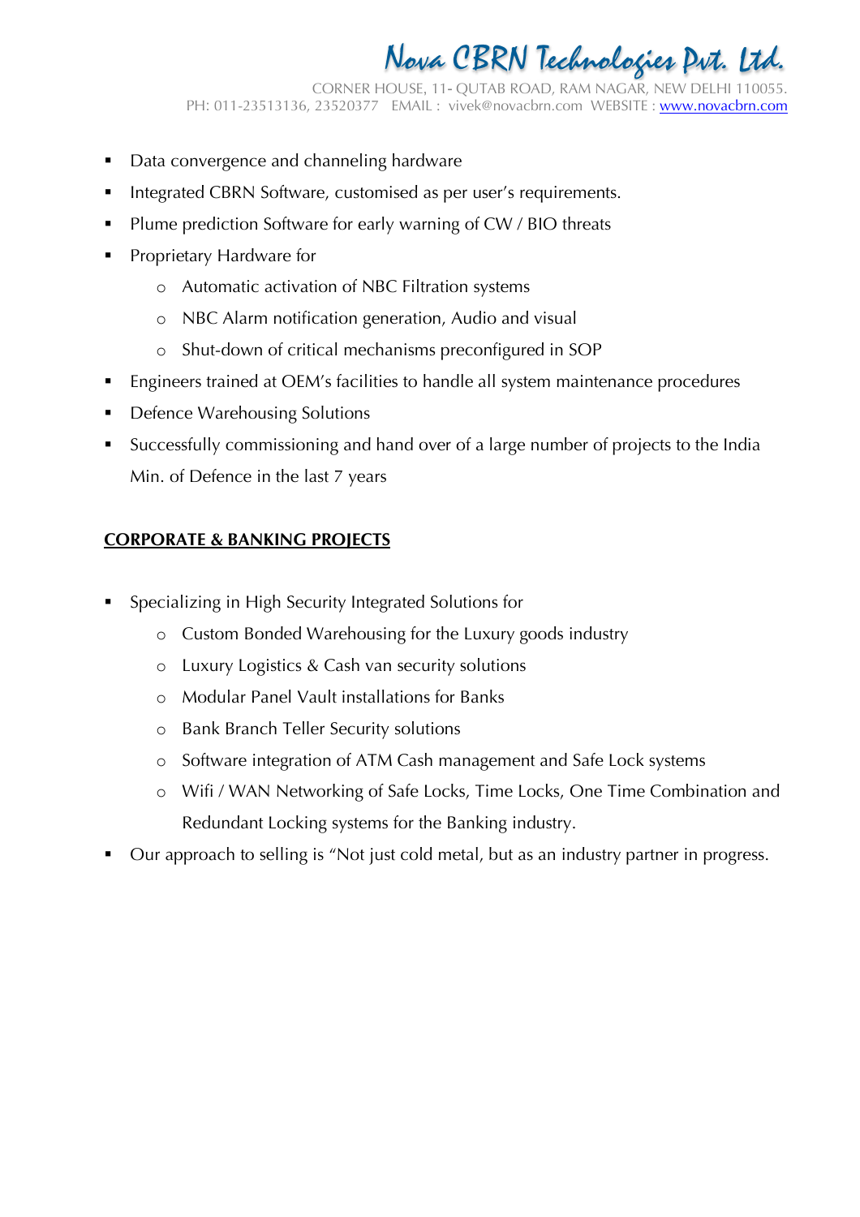- Data convergence and channeling hardware
- Integrated CBRN Software, customised as per user's requirements.
- Plume prediction Software for early warning of CW / BIO threats
- Proprietary Hardware for
    - Automatic activation of NBC Filtration systems
    - NBC Alarm notification generation, Audio and visual
    - Shut-down of critical mechanisms preconfigured in SOP
- Engineers trained at OEM's facilities to handle all system maintenance procedures
- Defence Warehousing Solutions
- Successfully commissioning and hand over of a large number of projects to the India Min. of Defence in the last 7 years

## CORPORATE & BANKING PROJECTS

- Specializing in High Security Integrated Solutions for
    - Custom Bonded Warehousing for the Luxury goods industry
    - Luxury Logistics & Cash van security solutions
    - Modular Panel Vault installations for Banks
    - Bank Branch Teller Security solutions
    - Software integration of ATM Cash management and Safe Lock systems
    - Wifi / WAN Networking of Safe Locks, Time Locks, One Time Combination and Redundant Locking systems for the Banking industry.
- Our approach to selling is "Not just cold metal, but as an industry partner in progress.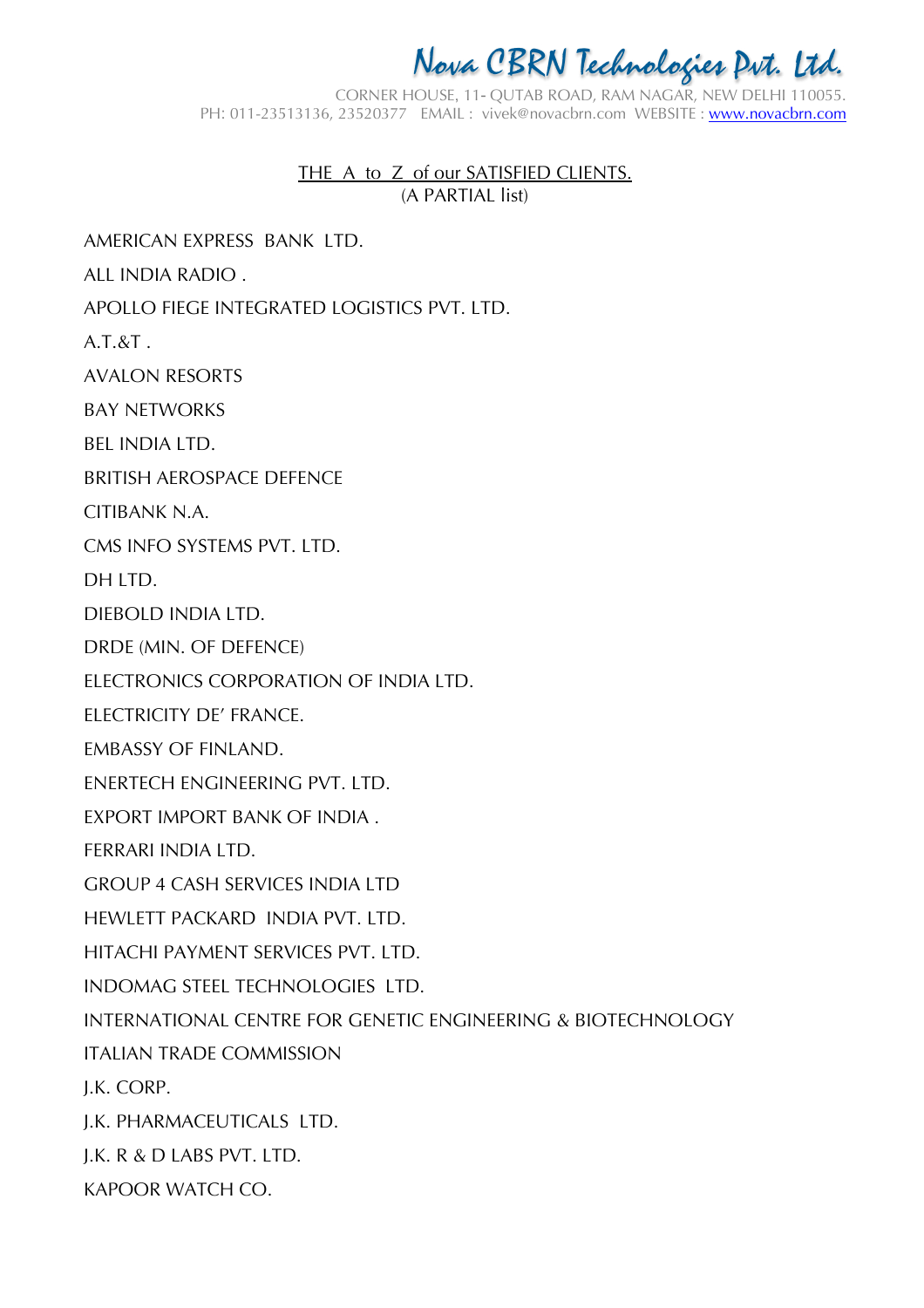# Nova CBRN Technologies Pvt. Ltd.

CORNER HOUSE, 11- QUTAB ROAD, RAM NAGAR, NEW DELHI 110055.
PH: 011-23513136, 23520377 EMAIL : vivek@novacbrn.com WEBSITE : www.novacbrn.com

THE A to Z of our SATISFIED CLIENTS.
(A PARTIAL list)

AMERICAN EXPRESS BANK LTD.

ALL INDIA RADIO .

APOLLO FIEGE INTEGRATED LOGISTICS PVT. LTD.

A.T.&T .

AVALON RESORTS

BAY NETWORKS

BEL INDIA LTD.

BRITISH AEROSPACE DEFENCE

CITIBANK N.A.

CMS INFO SYSTEMS PVT. LTD.

DH LTD.

DIEBOLD INDIA LTD.

DRDE (MIN. OF DEFENCE)

ELECTRONICS CORPORATION OF INDIA LTD.

ELECTRICITY DE' FRANCE.

EMBASSY OF FINLAND.

ENERTECH ENGINEERING PVT. LTD.

EXPORT IMPORT BANK OF INDIA .

FERRARI INDIA LTD.

GROUP 4 CASH SERVICES INDIA LTD

HEWLETT PACKARD INDIA PVT. LTD.

HITACHI PAYMENT SERVICES PVT. LTD.

INDOMAG STEEL TECHNOLOGIES LTD.

INTERNATIONAL CENTRE FOR GENETIC ENGINEERING & BIOTECHNOLOGY

ITALIAN TRADE COMMISSION

J.K. CORP.

J.K. PHARMACEUTICALS LTD.

J.K. R & D LABS PVT. LTD.

KAPOOR WATCH CO.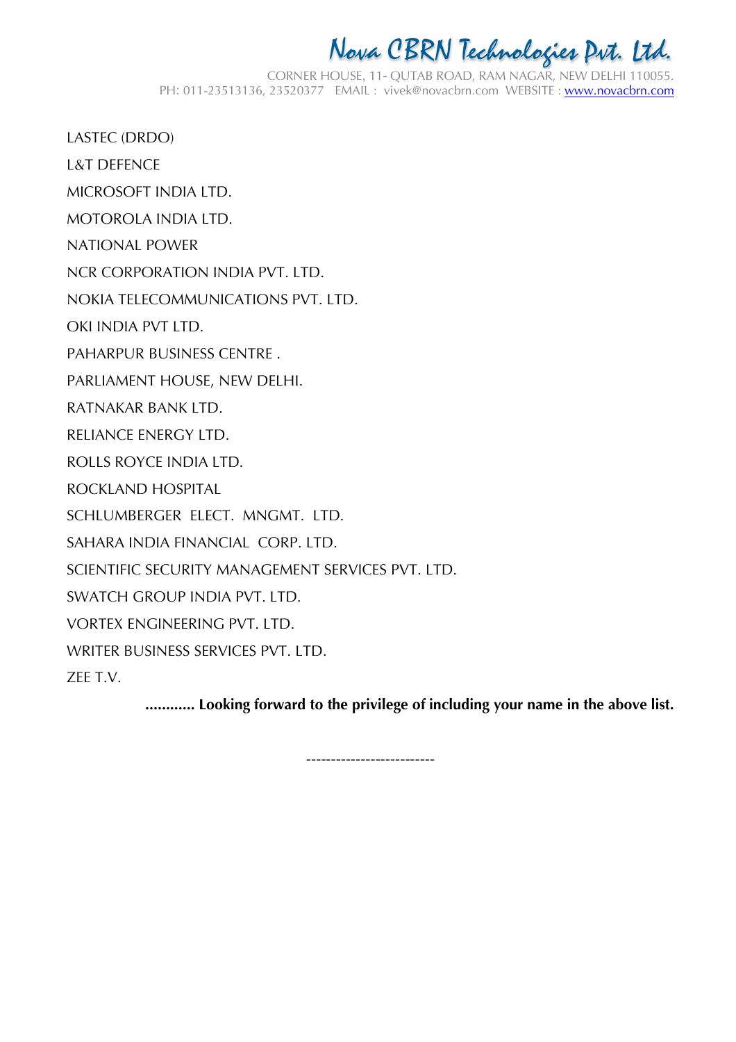LASTEC (DRDO)

L&T DEFENCE

MICROSOFT INDIA LTD.

MOTOROLA INDIA LTD.

NATIONAL POWER

NCR CORPORATION INDIA PVT. LTD.

NOKIA TELECOMMUNICATIONS PVT. LTD.

OKI INDIA PVT LTD.

PAHARPUR BUSINESS CENTRE .

PARLIAMENT HOUSE, NEW DELHI.

RATNAKAR BANK LTD.

RELIANCE ENERGY LTD.

ROLLS ROYCE INDIA LTD.

ROCKLAND HOSPITAL

SCHLUMBERGER ELECT. MNGMT. LTD.

SAHARA INDIA FINANCIAL CORP. LTD.

SCIENTIFIC SECURITY MANAGEMENT SERVICES PVT. LTD.

SWATCH GROUP INDIA PVT. LTD.

VORTEX ENGINEERING PVT. LTD.

WRITER BUSINESS SERVICES PVT. LTD.

ZEE T.V.

**............ Looking forward to the privilege of including your name in the above list.**

--------------------------